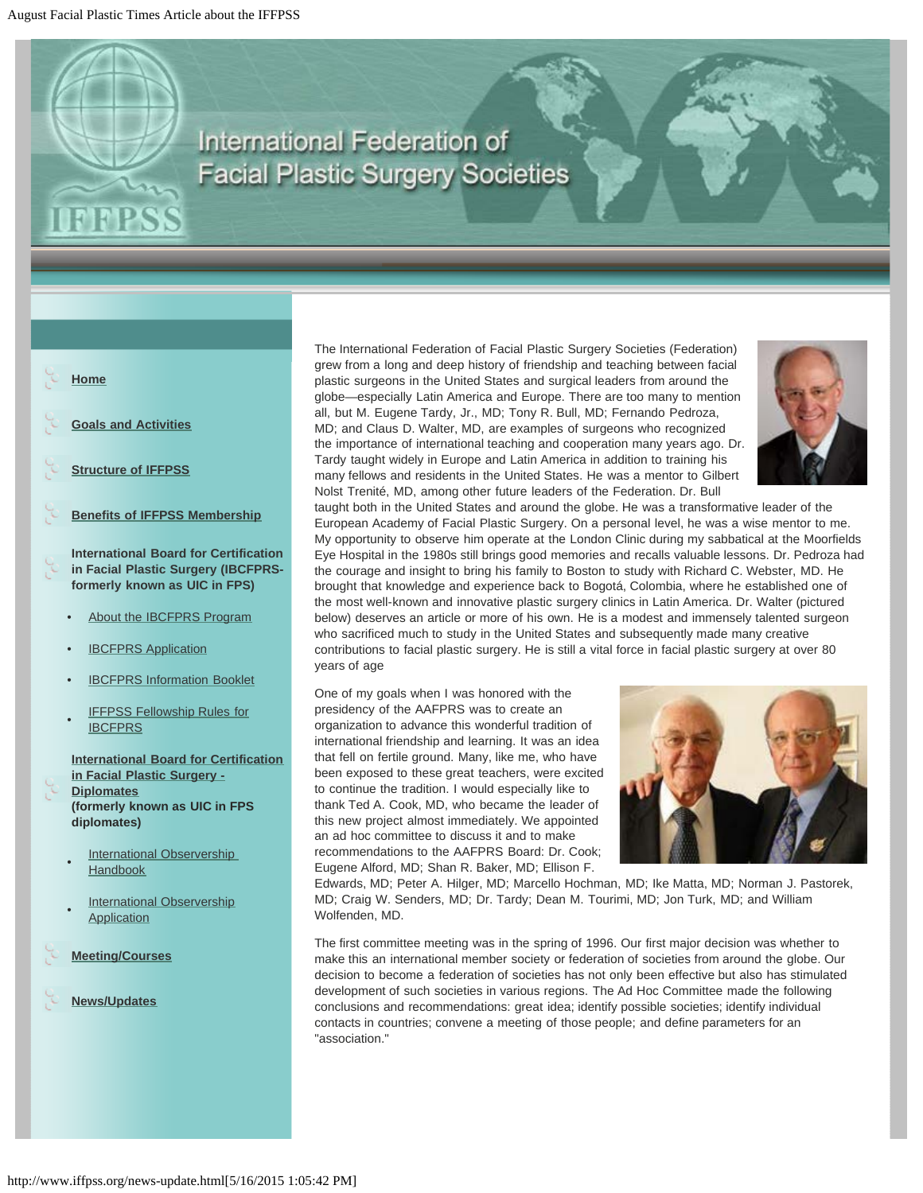# International Federation of Facial Plastic Surgery Societies

- **Home**
- **Goals and Activities**
- **Structure of IFFPSS**
- **Benefits of IFFPSS Membership**
- **International Board for Certification in Facial Plastic Surgery (IBCFPRS- formerly known as UIC in FPS)**
  - About the IBCFPRS Program
  - IBCFPRS Application
  - IBCFPRS Information Booklet
  - IFFPSS Fellowship Rules for IBCFPRS
- **International Board for Certification in Facial Plastic Surgery - Diplomates (formerly known as UIC in FPS diplomates)**
  - International Observership Handbook
  - International Observership Application
- **Meeting/Courses**
- **News/Updates**

The International Federation of Facial Plastic Surgery Societies (Federation) grew from a long and deep history of friendship and teaching between facial plastic surgeons in the United States and surgical leaders from around the globe—especially Latin America and Europe. There are too many to mention all, but M. Eugene Tardy, Jr., MD; Tony R. Bull, MD; Fernando Pedroza, MD; and Claus D. Walter, MD, are examples of surgeons who recognized the importance of international teaching and cooperation many years ago. Dr. Tardy taught widely in Europe and Latin America in addition to training his many fellows and residents in the United States. He was a mentor to Gilbert Nolst Trenité, MD, among other future leaders of the Federation. Dr. Bull taught both in the United States and around the globe. He was a transformative leader of the European Academy of Facial Plastic Surgery. On a personal level, he was a wise mentor to me. My opportunity to observe him operate at the London Clinic during my sabbatical at the Moorfields Eye Hospital in the 1980s still brings good memories and recalls valuable lessons. Dr. Pedroza had the courage and insight to bring his family to Boston to study with Richard C. Webster, MD. He brought that knowledge and experience back to Bogotá, Colombia, where he established one of the most well-known and innovative plastic surgery clinics in Latin America. Dr. Walter (pictured below) deserves an article or more of his own. He is a modest and immensely talented surgeon who sacrificed much to study in the United States and subsequently made many creative contributions to facial plastic surgery. He is still a vital force in facial plastic surgery at over 80 years of age

One of my goals when I was honored with the presidency of the AAFPRS was to create an organization to advance this wonderful tradition of international friendship and learning. It was an idea that fell on fertile ground. Many, like me, who have been exposed to these great teachers, were excited to continue the tradition. I would especially like to thank Ted A. Cook, MD, who became the leader of this new project almost immediately. We appointed an ad hoc committee to discuss it and to make recommendations to the AAFPRS Board: Dr. Cook; Eugene Alford, MD; Shan R. Baker, MD; Ellison F. Edwards, MD; Peter A. Hilger, MD; Marcello Hochman, MD; Ike Matta, MD; Norman J. Pastorek, MD; Craig W. Senders, MD; Dr. Tardy; Dean M. Tourimi, MD; Jon Turk, MD; and William Wolfenden, MD.

The first committee meeting was in the spring of 1996. Our first major decision was whether to make this an international member society or federation of societies from around the globe. Our decision to become a federation of societies has not only been effective but also has stimulated development of such societies in various regions. The Ad Hoc Committee made the following conclusions and recommendations: great idea; identify possible societies; identify individual contacts in countries; convene a meeting of those people; and define parameters for an "association."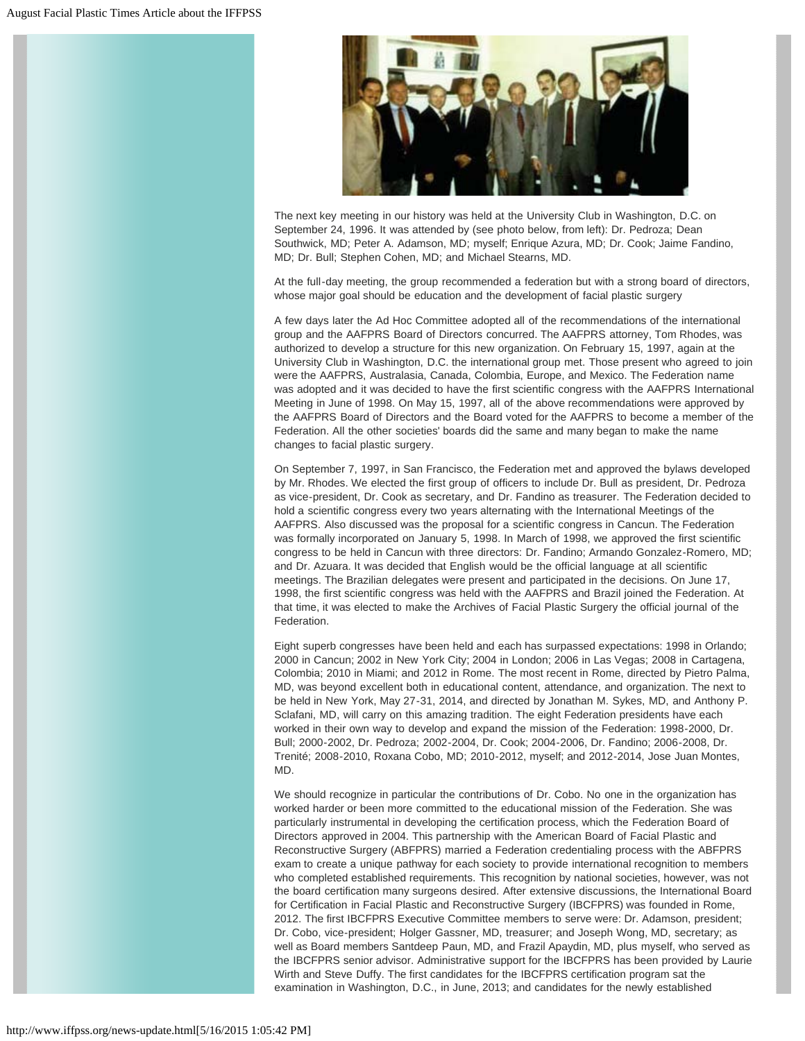The next key meeting in our history was held at the University Club in Washington, D.C. on September 24, 1996. It was attended by (see photo below, from left): Dr. Pedroza; Dean Southwick, MD; Peter A. Adamson, MD; myself; Enrique Azura, MD; Dr. Cook; Jaime Fandino, MD; Dr. Bull; Stephen Cohen, MD; and Michael Stearns, MD.

At the full-day meeting, the group recommended a federation but with a strong board of directors, whose major goal should be education and the development of facial plastic surgery

A few days later the Ad Hoc Committee adopted all of the recommendations of the international group and the AAFPRS Board of Directors concurred. The AAFPRS attorney, Tom Rhodes, was authorized to develop a structure for this new organization. On February 15, 1997, again at the University Club in Washington, D.C. the international group met. Those present who agreed to join were the AAFPRS, Australasia, Canada, Colombia, Europe, and Mexico. The Federation name was adopted and it was decided to have the first scientific congress with the AAFPRS International Meeting in June of 1998. On May 15, 1997, all of the above recommendations were approved by the AAFPRS Board of Directors and the Board voted for the AAFPRS to become a member of the Federation. All the other societies' boards did the same and many began to make the name changes to facial plastic surgery.

On September 7, 1997, in San Francisco, the Federation met and approved the bylaws developed by Mr. Rhodes. We elected the first group of officers to include Dr. Bull as president, Dr. Pedroza as vice-president, Dr. Cook as secretary, and Dr. Fandino as treasurer. The Federation decided to hold a scientific congress every two years alternating with the International Meetings of the AAFPRS. Also discussed was the proposal for a scientific congress in Cancun. The Federation was formally incorporated on January 5, 1998. In March of 1998, we approved the first scientific congress to be held in Cancun with three directors: Dr. Fandino; Armando Gonzalez-Romero, MD; and Dr. Azuara. It was decided that English would be the official language at all scientific meetings. The Brazilian delegates were present and participated in the decisions. On June 17, 1998, the first scientific congress was held with the AAFPRS and Brazil joined the Federation. At that time, it was elected to make the Archives of Facial Plastic Surgery the official journal of the Federation.

Eight superb congresses have been held and each has surpassed expectations: 1998 in Orlando; 2000 in Cancun; 2002 in New York City; 2004 in London; 2006 in Las Vegas; 2008 in Cartagena, Colombia; 2010 in Miami; and 2012 in Rome. The most recent in Rome, directed by Pietro Palma, MD, was beyond excellent both in educational content, attendance, and organization. The next to be held in New York, May 27-31, 2014, and directed by Jonathan M. Sykes, MD, and Anthony P. Sclafani, MD, will carry on this amazing tradition. The eight Federation presidents have each worked in their own way to develop and expand the mission of the Federation: 1998-2000, Dr. Bull; 2000-2002, Dr. Pedroza; 2002-2004, Dr. Cook; 2004-2006, Dr. Fandino; 2006-2008, Dr. Trenité; 2008-2010, Roxana Cobo, MD; 2010-2012, myself; and 2012-2014, Jose Juan Montes, MD.

We should recognize in particular the contributions of Dr. Cobo. No one in the organization has worked harder or been more committed to the educational mission of the Federation. She was particularly instrumental in developing the certification process, which the Federation Board of Directors approved in 2004. This partnership with the American Board of Facial Plastic and Reconstructive Surgery (ABFPRS) married a Federation credentialing process with the ABFPRS exam to create a unique pathway for each society to provide international recognition to members who completed established requirements. This recognition by national societies, however, was not the board certification many surgeons desired. After extensive discussions, the International Board for Certification in Facial Plastic and Reconstructive Surgery (IBCFPRS) was founded in Rome, 2012. The first IBCFPRS Executive Committee members to serve were: Dr. Adamson, president; Dr. Cobo, vice-president; Holger Gassner, MD, treasurer; and Joseph Wong, MD, secretary; as well as Board members Santdeep Paun, MD, and Frazil Apaydin, MD, plus myself, who served as the IBCFPRS senior advisor. Administrative support for the IBCFPRS has been provided by Laurie Wirth and Steve Duffy. The first candidates for the IBCFPRS certification program sat the examination in Washington, D.C., in June, 2013; and candidates for the newly established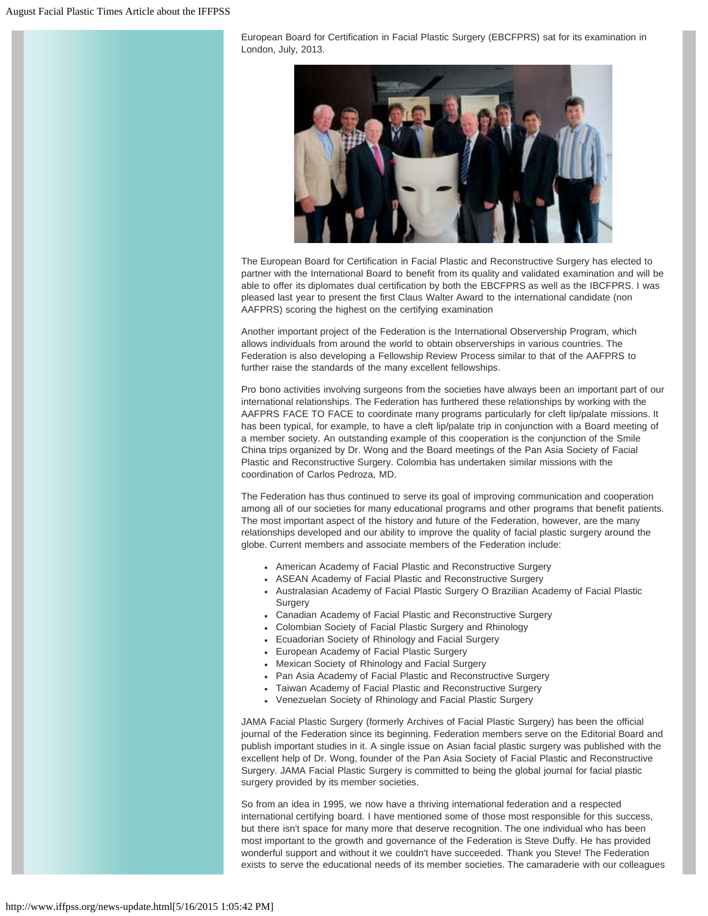European Board for Certification in Facial Plastic Surgery (EBCFPRS) sat for its examination in London, July, 2013.

The European Board for Certification in Facial Plastic and Reconstructive Surgery has elected to partner with the International Board to benefit from its quality and validated examination and will be able to offer its diplomates dual certification by both the EBCFPRS as well as the IBCFPRS. I was pleased last year to present the first Claus Walter Award to the international candidate (non AAFPRS) scoring the highest on the certifying examination

Another important project of the Federation is the International Observership Program, which allows individuals from around the world to obtain observerships in various countries. The Federation is also developing a Fellowship Review Process similar to that of the AAFPRS to further raise the standards of the many excellent fellowships.

Pro bono activities involving surgeons from the societies have always been an important part of our international relationships. The Federation has furthered these relationships by working with the AAFPRS FACE TO FACE to coordinate many programs particularly for cleft lip/palate missions. It has been typical, for example, to have a cleft lip/palate trip in conjunction with a Board meeting of a member society. An outstanding example of this cooperation is the conjunction of the Smile China trips organized by Dr. Wong and the Board meetings of the Pan Asia Society of Facial Plastic and Reconstructive Surgery. Colombia has undertaken similar missions with the coordination of Carlos Pedroza, MD.

The Federation has thus continued to serve its goal of improving communication and cooperation among all of our societies for many educational programs and other programs that benefit patients. The most important aspect of the history and future of the Federation, however, are the many relationships developed and our ability to improve the quality of facial plastic surgery around the globe. Current members and associate members of the Federation include:

- American Academy of Facial Plastic and Reconstructive Surgery
- ASEAN Academy of Facial Plastic and Reconstructive Surgery
- Australasian Academy of Facial Plastic Surgery O Brazilian Academy of Facial Plastic Surgery
- Canadian Academy of Facial Plastic and Reconstructive Surgery
- Colombian Society of Facial Plastic Surgery and Rhinology
- Ecuadorian Society of Rhinology and Facial Surgery
- European Academy of Facial Plastic Surgery
- Mexican Society of Rhinology and Facial Surgery
- Pan Asia Academy of Facial Plastic and Reconstructive Surgery
- Taiwan Academy of Facial Plastic and Reconstructive Surgery
- Venezuelan Society of Rhinology and Facial Plastic Surgery

JAMA Facial Plastic Surgery (formerly Archives of Facial Plastic Surgery) has been the official journal of the Federation since its beginning. Federation members serve on the Editorial Board and publish important studies in it. A single issue on Asian facial plastic surgery was published with the excellent help of Dr. Wong, founder of the Pan Asia Society of Facial Plastic and Reconstructive Surgery. JAMA Facial Plastic Surgery is committed to being the global journal for facial plastic surgery provided by its member societies.

So from an idea in 1995, we now have a thriving international federation and a respected international certifying board. I have mentioned some of those most responsible for this success, but there isn't space for many more that deserve recognition. The one individual who has been most important to the growth and governance of the Federation is Steve Duffy. He has provided wonderful support and without it we couldn't have succeeded. Thank you Steve! The Federation exists to serve the educational needs of its member societies. The camaraderie with our colleagues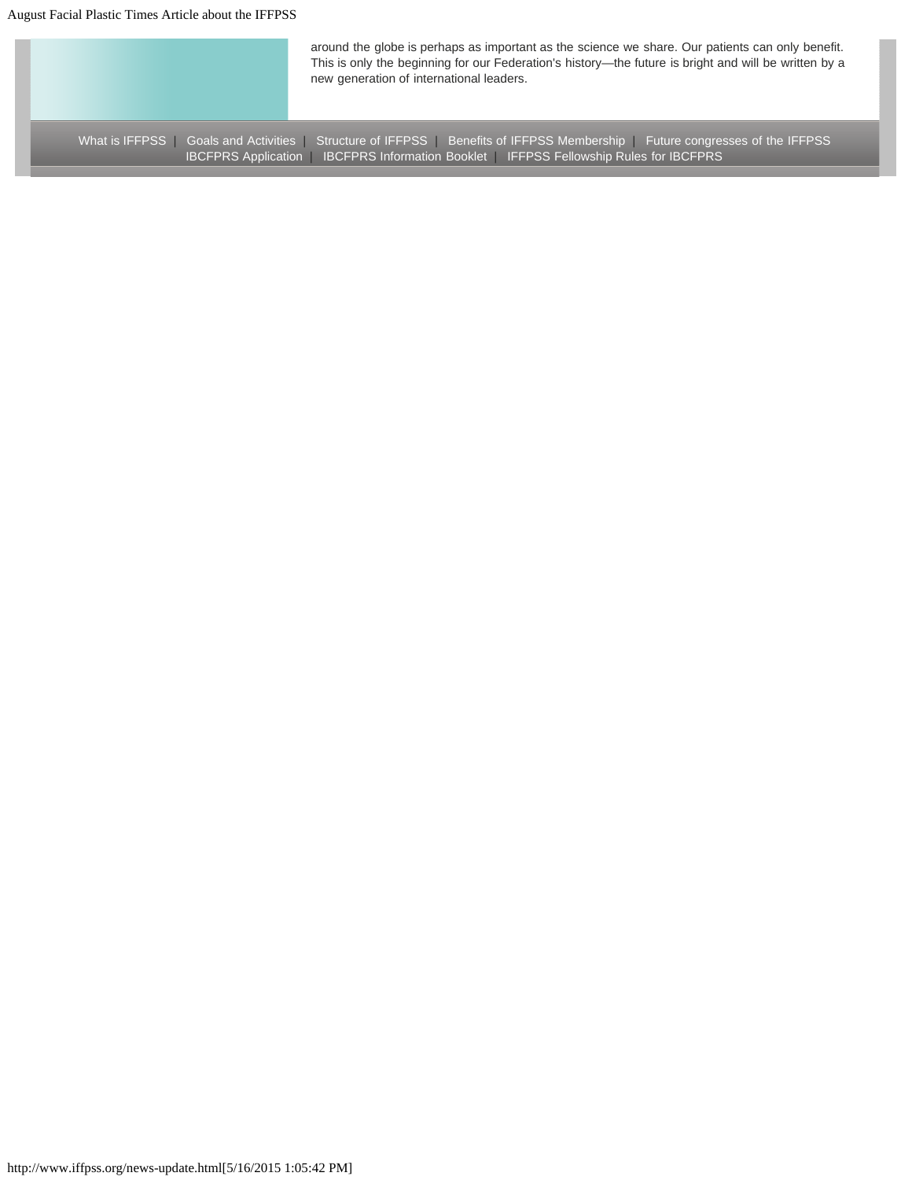around the globe is perhaps as important as the science we share. Our patients can only benefit. This is only the beginning for our Federation's history—the future is bright and will be written by a new generation of international leaders.

What is IFFPSS | Goals and Activities | Structure of IFFPSS | Benefits of IFFPSS Membership | Future congresses of the IFFPSS
IBCFPRS Application | IBCFPRS Information Booklet | IFFPSS Fellowship Rules for IBCFPRS